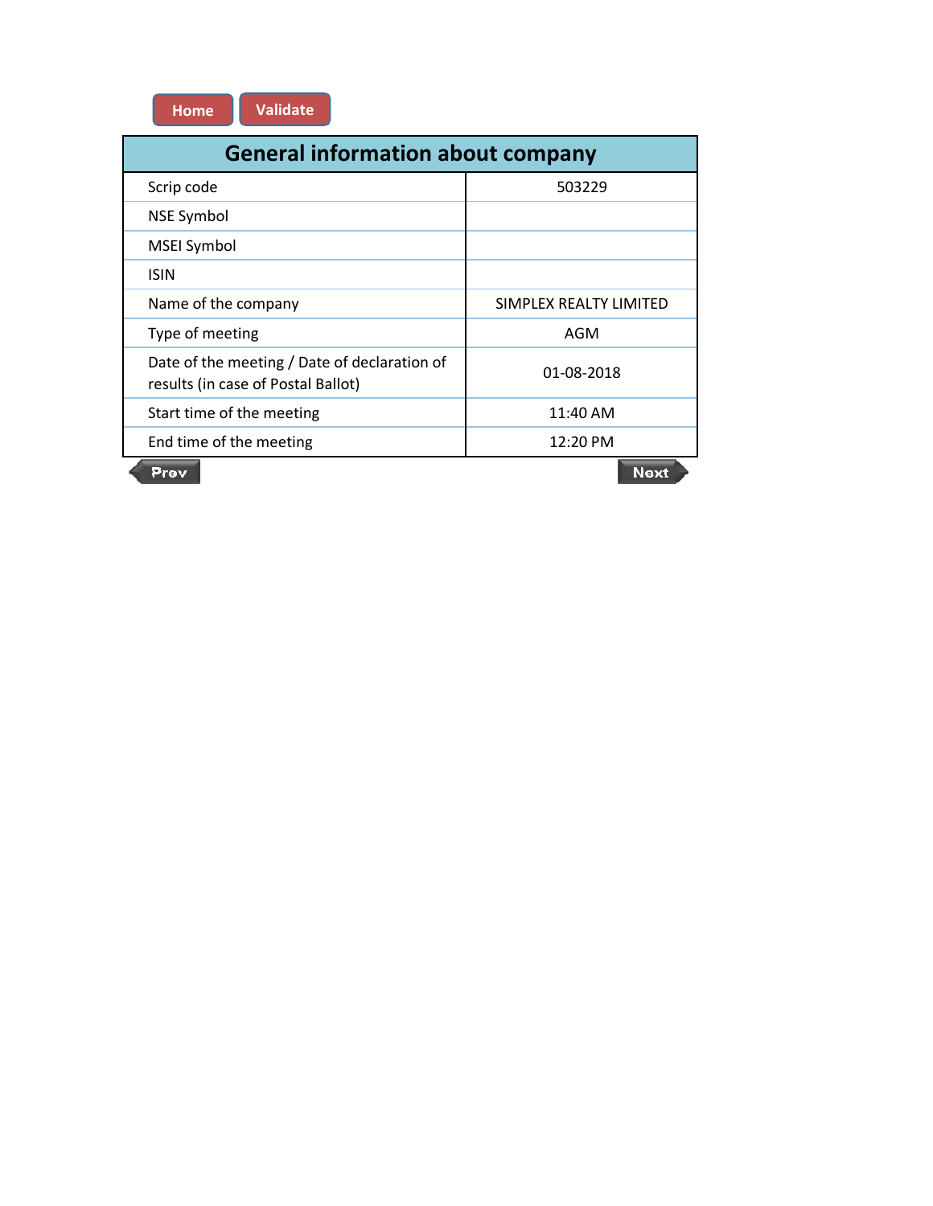Home | Validate

| General information about company | |
|---|---|
| Scrip code | 503229 |
| NSE Symbol | |
| MSEI Symbol | |
| ISIN | |
| Name of the company | SIMPLEX REALTY LIMITED |
| Type of meeting | AGM |
| Date of the meeting / Date of declaration of results (in case of Postal Ballot) | 01-08-2018 |
| Start time of the meeting | 11:40 AM |
| End time of the meeting | 12:20 PM |

Prev | Next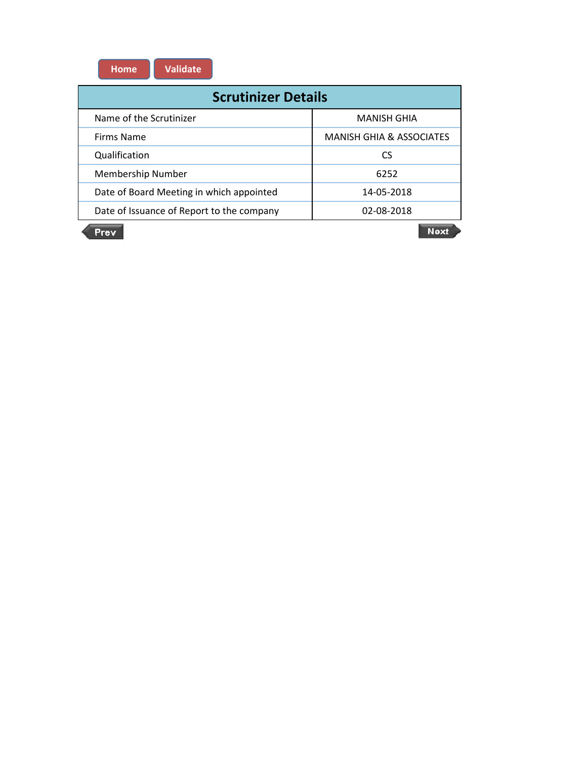Home Validate

| Scrutinizer Details | |
|---|---|
| Name of the Scrutinizer | MANISH GHIA |
| Firms Name | MANISH GHIA & ASSOCIATES |
| Qualification | CS |
| Membership Number | 6252 |
| Date of Board Meeting in which appointed | 14-05-2018 |
| Date of Issuance of Report to the company | 02-08-2018 |

Prev Next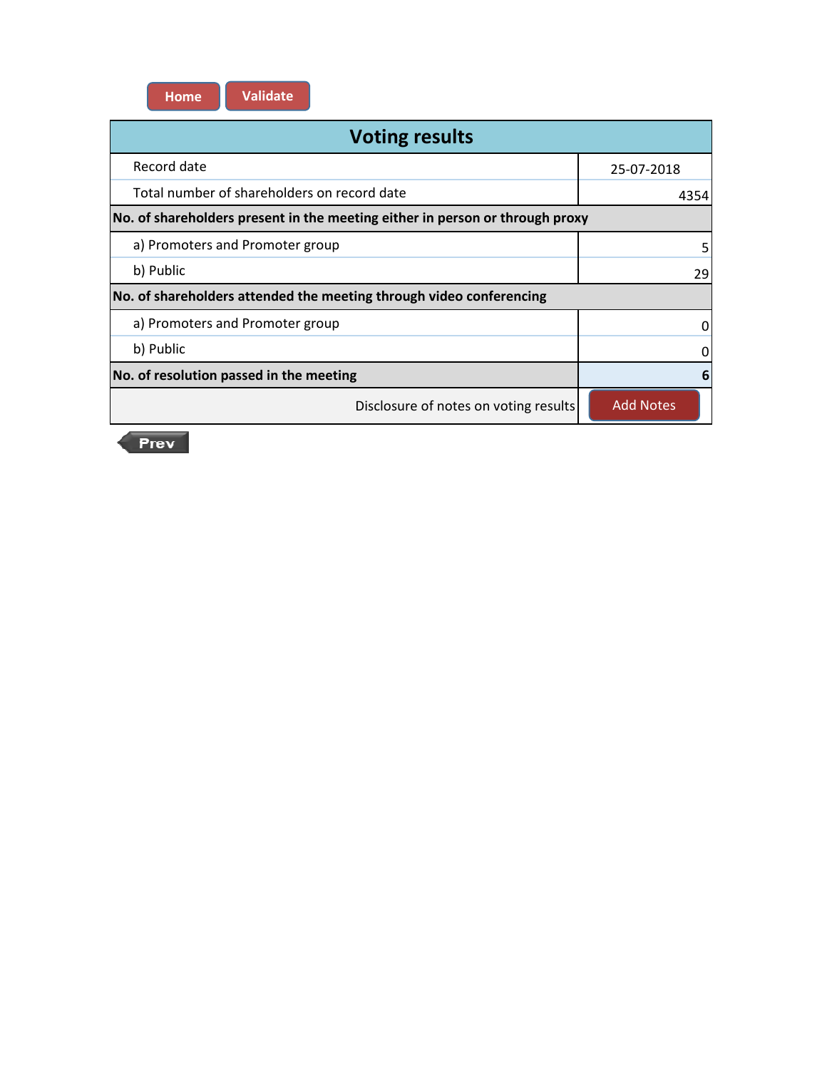# Voting results

| | |
|---|---|
| Record date | 25-07-2018 |
| Total number of shareholders on record date | 4354 |
| **No. of shareholders present in the meeting either in person or through proxy** | |
| a) Promoters and Promoter group | 5 |
| b) Public | 29 |
| **No. of shareholders attended the meeting through video conferencing** | |
| a) Promoters and Promoter group | 0 |
| b) Public | 0 |
| **No. of resolution passed in the meeting** | **6** |
| Disclosure of notes on voting results | Add Notes |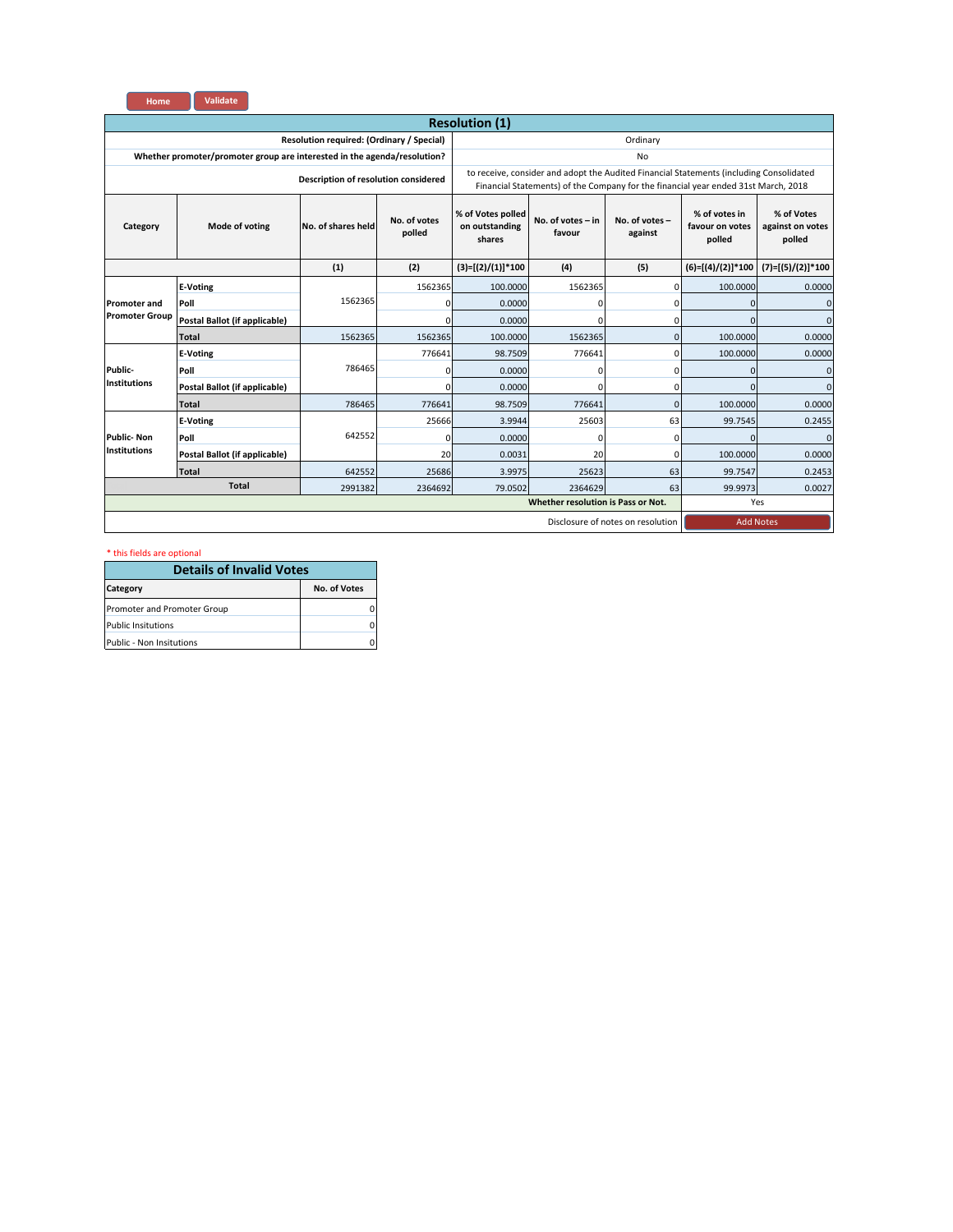## Resolution (1)

| | |
|---|---|
| Resolution required: (Ordinary / Special) | Ordinary |
| Whether promoter/promoter group are interested in the agenda/resolution? | No |
| Description of resolution considered | to receive, consider and adopt the Audited Financial Statements (including Consolidated Financial Statements) of the Company for the financial year ended 31st March, 2018 |

| Category | Mode of voting | No. of shares held | No. of votes polled | % of Votes polled on outstanding shares | No. of votes – in favour | No. of votes – against | % of votes in favour on votes polled | % of Votes against on votes polled |
|---|---|---|---|---|---|---|---|---|
| | | (1) | (2) | (3)=[(2)/(1)]*100 | (4) | (5) | (6)=[(4)/(2)]*100 | (7)=[(5)/(2)]*100 |
| Promoter and Promoter Group | E-Voting | 1562365 | 1562365 | 100.0000 | 1562365 | 0 | 100.0000 | 0.0000 |
| | Poll | | 0 | 0.0000 | 0 | 0 | 0 | 0 |
| | Postal Ballot (if applicable) | | 0 | 0.0000 | 0 | 0 | 0 | 0 |
| | Total | 1562365 | 1562365 | 100.0000 | 1562365 | 0 | 100.0000 | 0.0000 |
| Public- Institutions | E-Voting | 786465 | 776641 | 98.7509 | 776641 | 0 | 100.0000 | 0.0000 |
| | Poll | | 0 | 0.0000 | 0 | 0 | 0 | 0 |
| | Postal Ballot (if applicable) | | 0 | 0.0000 | 0 | 0 | 0 | 0 |
| | Total | 786465 | 776641 | 98.7509 | 776641 | 0 | 100.0000 | 0.0000 |
| Public- Non Institutions | E-Voting | 642552 | 25666 | 3.9944 | 25603 | 63 | 99.7545 | 0.2455 |
| | Poll | | 0 | 0.0000 | 0 | 0 | 0 | 0 |
| | Postal Ballot (if applicable) | | 20 | 0.0031 | 20 | 0 | 100.0000 | 0.0000 |
| | Total | 642552 | 25686 | 3.9975 | 25623 | 63 | 99.7547 | 0.2453 |
| Total | | 2991382 | 2364692 | 79.0502 | 2364629 | 63 | 99.9973 | 0.0027 |
| | | | | | | Whether resolution is Pass or Not. | Yes | |
| | | | | | | Disclosure of notes on resolution | Add Notes | |

* this fields are optional

## Details of Invalid Votes

| Category | No. of Votes |
|---|---|
| Promoter and Promoter Group | 0 |
| Public Insitutions | 0 |
| Public - Non Insitutions | 0 |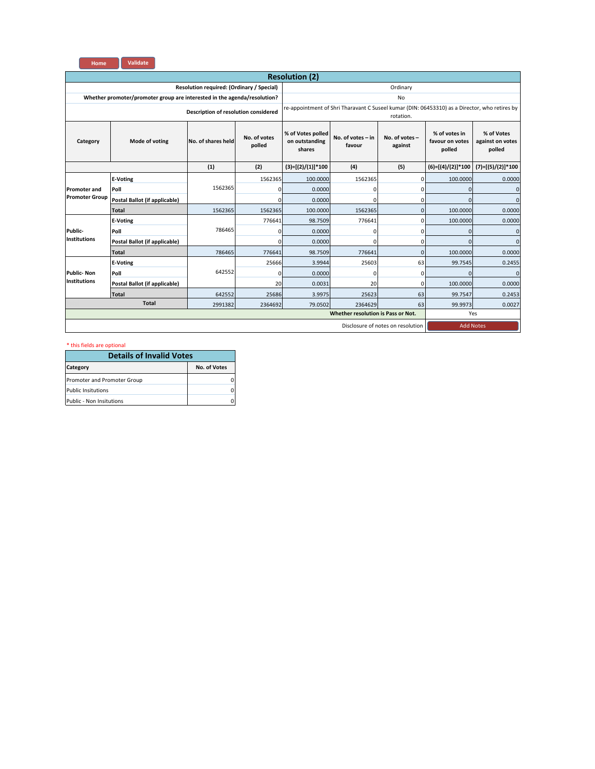Home | Validate

## Resolution (2)

| | |
|---|---|
| Resolution required: (Ordinary / Special) | Ordinary |
| Whether promoter/promoter group are interested in the agenda/resolution? | No |
| Description of resolution considered | re-appointment of Shri Tharavant C Suseel kumar (DIN: 06453310) as a Director, who retires by rotation. |

| Category | Mode of voting | No. of shares held | No. of votes polled | % of Votes polled on outstanding shares | No. of votes – in favour | No. of votes – against | % of votes in favour on votes polled | % of Votes against on votes polled |
|---|---|---|---|---|---|---|---|---|
| | | (1) | (2) | (3)=[(2)/(1)]*100 | (4) | (5) | (6)=[(4)/(2)]*100 | (7)=[(5)/(2)]*100 |
| Promoter and Promoter Group | E-Voting | 1562365 | 1562365 | 100.0000 | 1562365 | 0 | 100.0000 | 0.0000 |
| | Poll | | 0 | 0.0000 | 0 | 0 | 0 | 0 |
| | Postal Ballot (if applicable) | | 0 | 0.0000 | 0 | 0 | 0 | 0 |
| | Total | 1562365 | 1562365 | 100.0000 | 1562365 | 0 | 100.0000 | 0.0000 |
| Public- Institutions | E-Voting | 786465 | 776641 | 98.7509 | 776641 | 0 | 100.0000 | 0.0000 |
| | Poll | | 0 | 0.0000 | 0 | 0 | 0 | 0 |
| | Postal Ballot (if applicable) | | 0 | 0.0000 | 0 | 0 | 0 | 0 |
| | Total | 786465 | 776641 | 98.7509 | 776641 | 0 | 100.0000 | 0.0000 |
| Public- Non Institutions | E-Voting | 642552 | 25666 | 3.9944 | 25603 | 63 | 99.7545 | 0.2455 |
| | Poll | | 0 | 0.0000 | 0 | 0 | 0 | 0 |
| | Postal Ballot (if applicable) | | 20 | 0.0031 | 20 | 0 | 100.0000 | 0.0000 |
| | Total | 642552 | 25686 | 3.9975 | 25623 | 63 | 99.7547 | 0.2453 |
| Total | | 2991382 | 2364692 | 79.0502 | 2364629 | 63 | 99.9973 | 0.0027 |
| | | | | | | Whether resolution is Pass or Not. | Yes | |
| | | | | | | Disclosure of notes on resolution | Add Notes | |

* this fields are optional

## Details of Invalid Votes

| Category | No. of Votes |
|---|---|
| Promoter and Promoter Group | 0 |
| Public Insitutions | 0 |
| Public - Non Insitutions | 0 |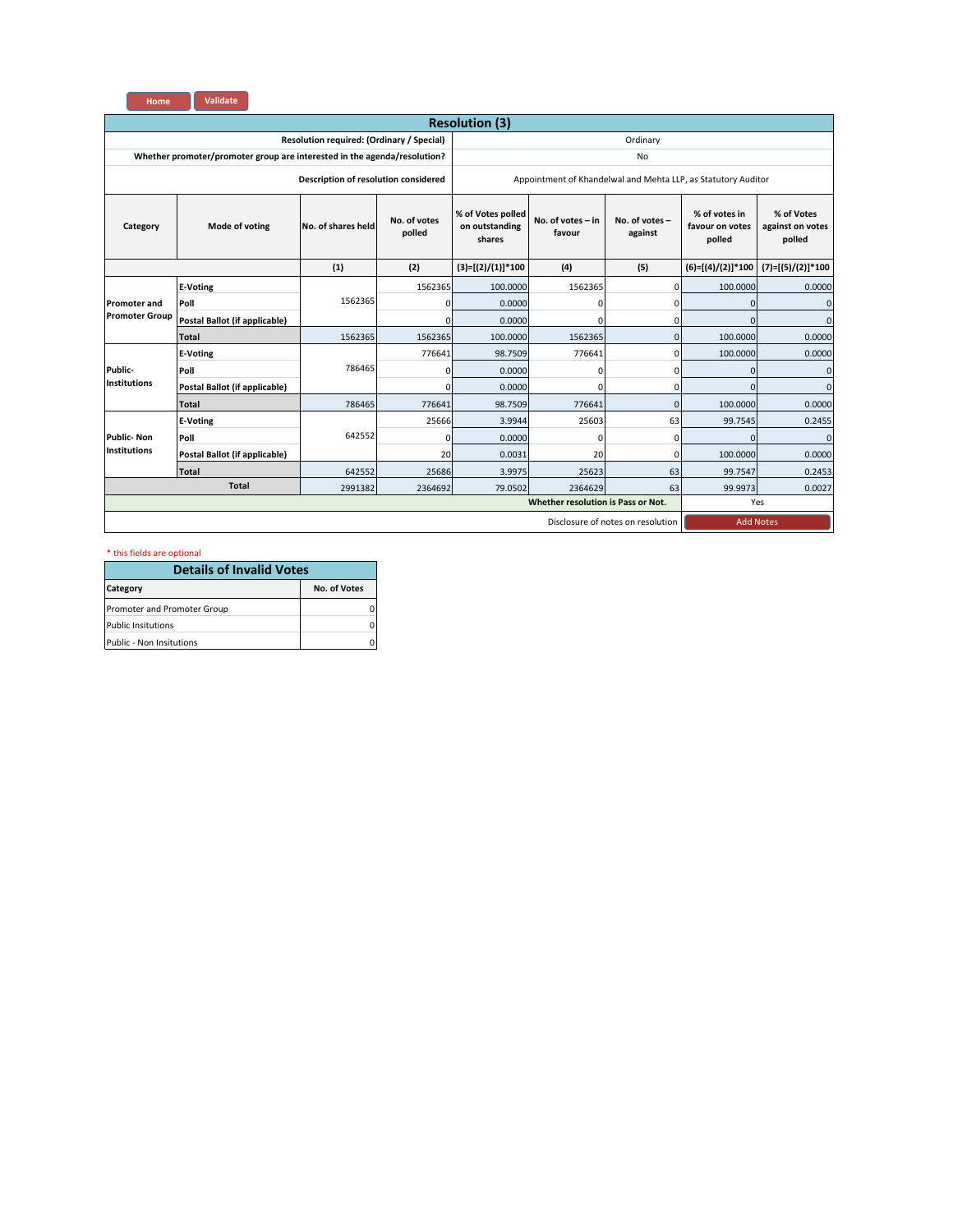Home | Validate

## Resolution (3)

| | |
|---|---|
| Resolution required: (Ordinary / Special) | Ordinary |
| Whether promoter/promoter group are interested in the agenda/resolution? | No |
| Description of resolution considered | Appointment of Khandelwal and Mehta LLP, as Statutory Auditor |

| Category | Mode of voting | No. of shares held | No. of votes polled | % of Votes polled on outstanding shares | No. of votes – in favour | No. of votes – against | % of votes in favour on votes polled | % of Votes against on votes polled |
|---|---|---|---|---|---|---|---|---|
| | | (1) | (2) | (3)=[(2)/(1)]*100 | (4) | (5) | (6)=[(4)/(2)]*100 | (7)=[(5)/(2)]*100 |
| Promoter and Promoter Group | E-Voting | 1562365 | 1562365 | 100.0000 | 1562365 | 0 | 100.0000 | 0.0000 |
| | Poll | | 0 | 0.0000 | 0 | 0 | 0 | 0 |
| | Postal Ballot (if applicable) | | 0 | 0.0000 | 0 | 0 | 0 | 0 |
| | Total | 1562365 | 1562365 | 100.0000 | 1562365 | 0 | 100.0000 | 0.0000 |
| Public- Institutions | E-Voting | 786465 | 776641 | 98.7509 | 776641 | 0 | 100.0000 | 0.0000 |
| | Poll | | 0 | 0.0000 | 0 | 0 | 0 | 0 |
| | Postal Ballot (if applicable) | | 0 | 0.0000 | 0 | 0 | 0 | 0 |
| | Total | 786465 | 776641 | 98.7509 | 776641 | 0 | 100.0000 | 0.0000 |
| Public- Non Institutions | E-Voting | 642552 | 25666 | 3.9944 | 25603 | 63 | 99.7545 | 0.2455 |
| | Poll | | 0 | 0.0000 | 0 | 0 | 0 | 0 |
| | Postal Ballot (if applicable) | | 20 | 0.0031 | 20 | 0 | 100.0000 | 0.0000 |
| | Total | 642552 | 25686 | 3.9975 | 25623 | 63 | 99.7547 | 0.2453 |
| Total | | 2991382 | 2364692 | 79.0502 | 2364629 | 63 | 99.9973 | 0.0027 |
| | | | | | | Whether resolution is Pass or Not. | Yes | |
| | | | | | | Disclosure of notes on resolution | Add Notes | |

* this fields are optional

## Details of Invalid Votes

| Category | No. of Votes |
|---|---|
| Promoter and Promoter Group | 0 |
| Public Insitutions | 0 |
| Public - Non Insitutions | 0 |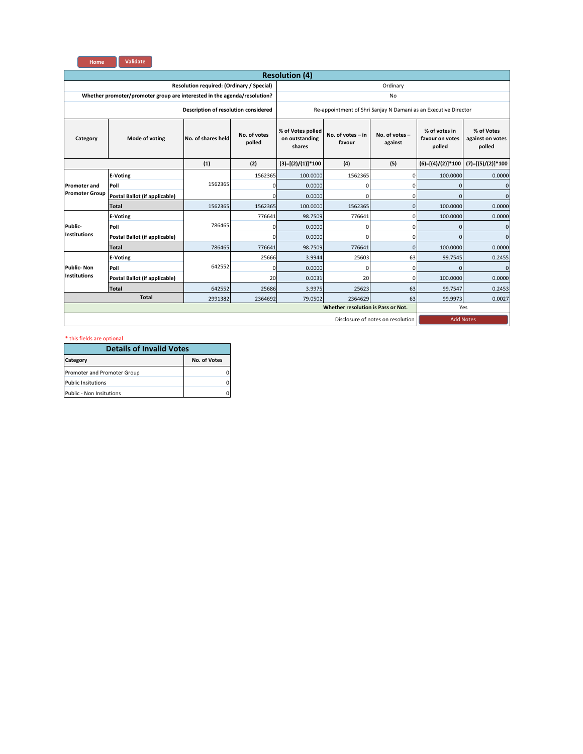Home Validate

## Resolution (4)

| | |
|---|---|
| Resolution required: (Ordinary / Special) | Ordinary |
| Whether promoter/promoter group are interested in the agenda/resolution? | No |
| Description of resolution considered | Re-appointment of Shri Sanjay N Damani as an Executive Director |

| Category | Mode of voting | No. of shares held | No. of votes polled | % of Votes polled on outstanding shares | No. of votes – in favour | No. of votes – against | % of votes in favour on votes polled | % of Votes against on votes polled |
|---|---|---|---|---|---|---|---|---|
| | | (1) | (2) | (3)=[(2)/(1)]*100 | (4) | (5) | (6)=[(4)/(2)]*100 | (7)=[(5)/(2)]*100 |
| Promoter and Promoter Group | E-Voting | 1562365 | 1562365 | 100.0000 | 1562365 | 0 | 100.0000 | 0.0000 |
| | Poll | | 0 | 0.0000 | 0 | 0 | 0 | 0 |
| | Postal Ballot (if applicable) | | 0 | 0.0000 | 0 | 0 | 0 | 0 |
| | Total | 1562365 | 1562365 | 100.0000 | 1562365 | 0 | 100.0000 | 0.0000 |
| Public- Institutions | E-Voting | 786465 | 776641 | 98.7509 | 776641 | 0 | 100.0000 | 0.0000 |
| | Poll | | 0 | 0.0000 | 0 | 0 | 0 | 0 |
| | Postal Ballot (if applicable) | | 0 | 0.0000 | 0 | 0 | 0 | 0 |
| | Total | 786465 | 776641 | 98.7509 | 776641 | 0 | 100.0000 | 0.0000 |
| Public- Non Institutions | E-Voting | 642552 | 25666 | 3.9944 | 25603 | 63 | 99.7545 | 0.2455 |
| | Poll | | 0 | 0.0000 | 0 | 0 | 0 | 0 |
| | Postal Ballot (if applicable) | | 20 | 0.0031 | 20 | 0 | 100.0000 | 0.0000 |
| | Total | 642552 | 25686 | 3.9975 | 25623 | 63 | 99.7547 | 0.2453 |
| Total | | 2991382 | 2364692 | 79.0502 | 2364629 | 63 | 99.9973 | 0.0027 |
| | | | | | | Whether resolution is Pass or Not. | Yes | |
| | | | | | | Disclosure of notes on resolution | Add Notes | |

* this fields are optional

### Details of Invalid Votes

| Category | No. of Votes |
|---|---|
| Promoter and Promoter Group | 0 |
| Public Insitutions | 0 |
| Public - Non Insitutions | 0 |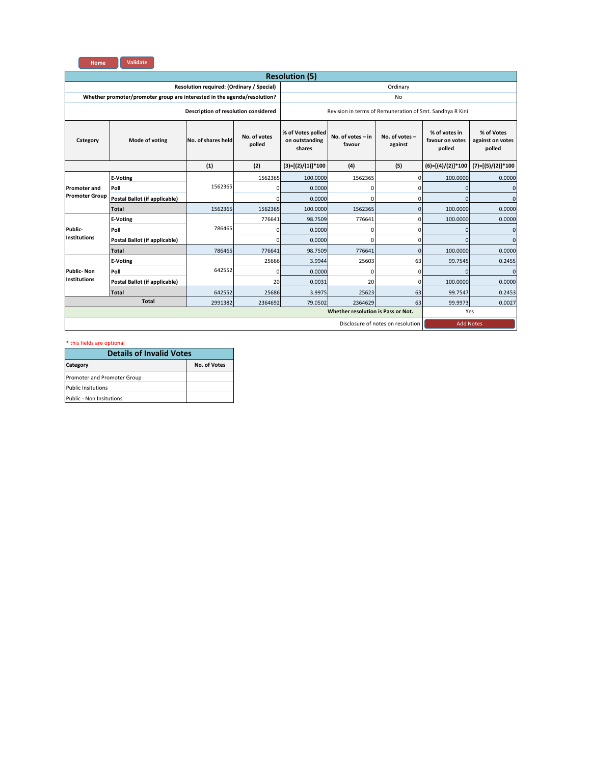Home | Validate

## Resolution (5)

| | |
|---|---|
| Resolution required: (Ordinary / Special) | Ordinary |
| Whether promoter/promoter group are interested in the agenda/resolution? | No |
| Description of resolution considered | Revision in terms of Remuneration of Smt. Sandhya R Kini |

| Category | Mode of voting | No. of shares held | No. of votes polled | % of Votes polled on outstanding shares | No. of votes – in favour | No. of votes – against | % of votes in favour on votes polled | % of Votes against on votes polled |
|---|---|---|---|---|---|---|---|---|
| | | (1) | (2) | (3)=[(2)/(1)]*100 | (4) | (5) | (6)=[(4)/(2)]*100 | (7)=[(5)/(2)]*100 |
| Promoter and Promoter Group | E-Voting | 1562365 | 1562365 | 100.0000 | 1562365 | 0 | 100.0000 | 0.0000 |
| | Poll | | 0 | 0.0000 | 0 | 0 | 0 | 0 |
| | Postal Ballot (if applicable) | | 0 | 0.0000 | 0 | 0 | 0 | 0 |
| | Total | 1562365 | 1562365 | 100.0000 | 1562365 | 0 | 100.0000 | 0.0000 |
| Public- Institutions | E-Voting | 786465 | 776641 | 98.7509 | 776641 | 0 | 100.0000 | 0.0000 |
| | Poll | | 0 | 0.0000 | 0 | 0 | 0 | 0 |
| | Postal Ballot (if applicable) | | 0 | 0.0000 | 0 | 0 | 0 | 0 |
| | Total | 786465 | 776641 | 98.7509 | 776641 | 0 | 100.0000 | 0.0000 |
| Public- Non Institutions | E-Voting | 642552 | 25666 | 3.9944 | 25603 | 63 | 99.7545 | 0.2455 |
| | Poll | | 0 | 0.0000 | 0 | 0 | 0 | 0 |
| | Postal Ballot (if applicable) | | 20 | 0.0031 | 20 | 0 | 100.0000 | 0.0000 |
| | Total | 642552 | 25686 | 3.9975 | 25623 | 63 | 99.7547 | 0.2453 |
| Total | | 2991382 | 2364692 | 79.0502 | 2364629 | 63 | 99.9973 | 0.0027 |
| | | | | | | Whether resolution is Pass or Not. | Yes | |
| | | | | | | Disclosure of notes on resolution | Add Notes | |

* this fields are optional

## Details of Invalid Votes

| Category | No. of Votes |
|---|---|
| Promoter and Promoter Group | |
| Public Insitutions | |
| Public - Non Insitutions | |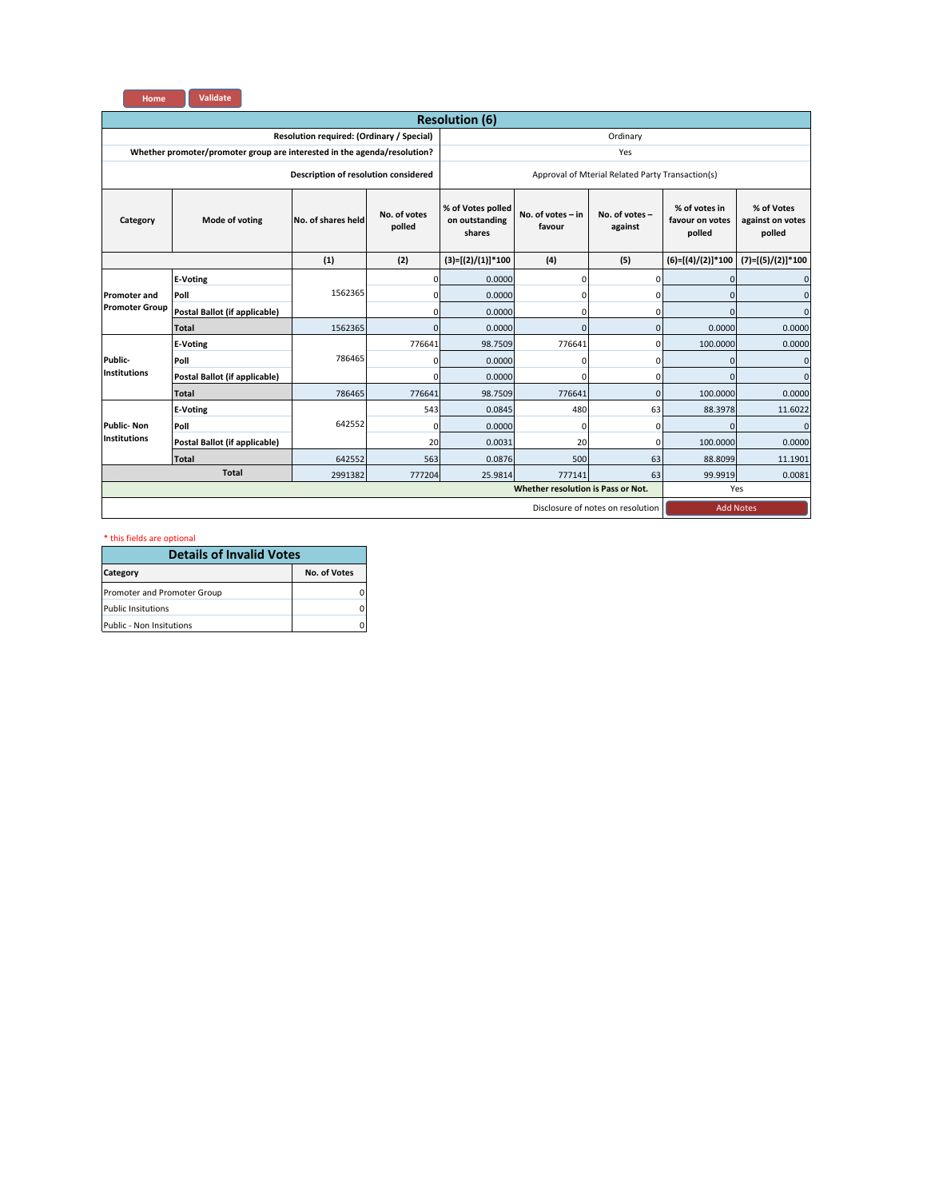Home | Validate

## Resolution (6)

| | |
|---|---|
| Resolution required: (Ordinary / Special) | Ordinary |
| Whether promoter/promoter group are interested in the agenda/resolution? | Yes |
| Description of resolution considered | Approval of Mterial Related Party Transaction(s) |

| Category | Mode of voting | No. of shares held | No. of votes polled | % of Votes polled on outstanding shares | No. of votes – in favour | No. of votes – against | % of votes in favour on votes polled | % of Votes against on votes polled |
|---|---|---|---|---|---|---|---|---|
| | | (1) | (2) | (3)=[(2)/(1)]*100 | (4) | (5) | (6)=[(4)/(2)]*100 | (7)=[(5)/(2)]*100 |
| Promoter and Promoter Group | E-Voting | 1562365 | 0 | 0.0000 | 0 | 0 | 0 | 0 |
| | Poll | | 0 | 0.0000 | 0 | 0 | 0 | 0 |
| | Postal Ballot (if applicable) | | 0 | 0.0000 | 0 | 0 | 0 | 0 |
| | Total | 1562365 | 0 | 0.0000 | 0 | 0 | 0.0000 | 0.0000 |
| Public- Institutions | E-Voting | 786465 | 776641 | 98.7509 | 776641 | 0 | 100.0000 | 0.0000 |
| | Poll | | 0 | 0.0000 | 0 | 0 | 0 | 0 |
| | Postal Ballot (if applicable) | | 0 | 0.0000 | 0 | 0 | 0 | 0 |
| | Total | 786465 | 776641 | 98.7509 | 776641 | 0 | 100.0000 | 0.0000 |
| Public- Non Institutions | E-Voting | 642552 | 543 | 0.0845 | 480 | 63 | 88.3978 | 11.6022 |
| | Poll | | 0 | 0.0000 | 0 | 0 | 0 | 0 |
| | Postal Ballot (if applicable) | | 20 | 0.0031 | 20 | 0 | 100.0000 | 0.0000 |
| | Total | 642552 | 563 | 0.0876 | 500 | 63 | 88.8099 | 11.1901 |
| Total | | 2991382 | 777204 | 25.9814 | 777141 | 63 | 99.9919 | 0.0081 |
| | | | | | | Whether resolution is Pass or Not. | Yes | |
| | | | | | | Disclosure of notes on resolution | Add Notes | |

* this fields are optional

## Details of Invalid Votes

| Category | No. of Votes |
|---|---|
| Promoter and Promoter Group | 0 |
| Public Insitutions | 0 |
| Public - Non Insitutions | 0 |